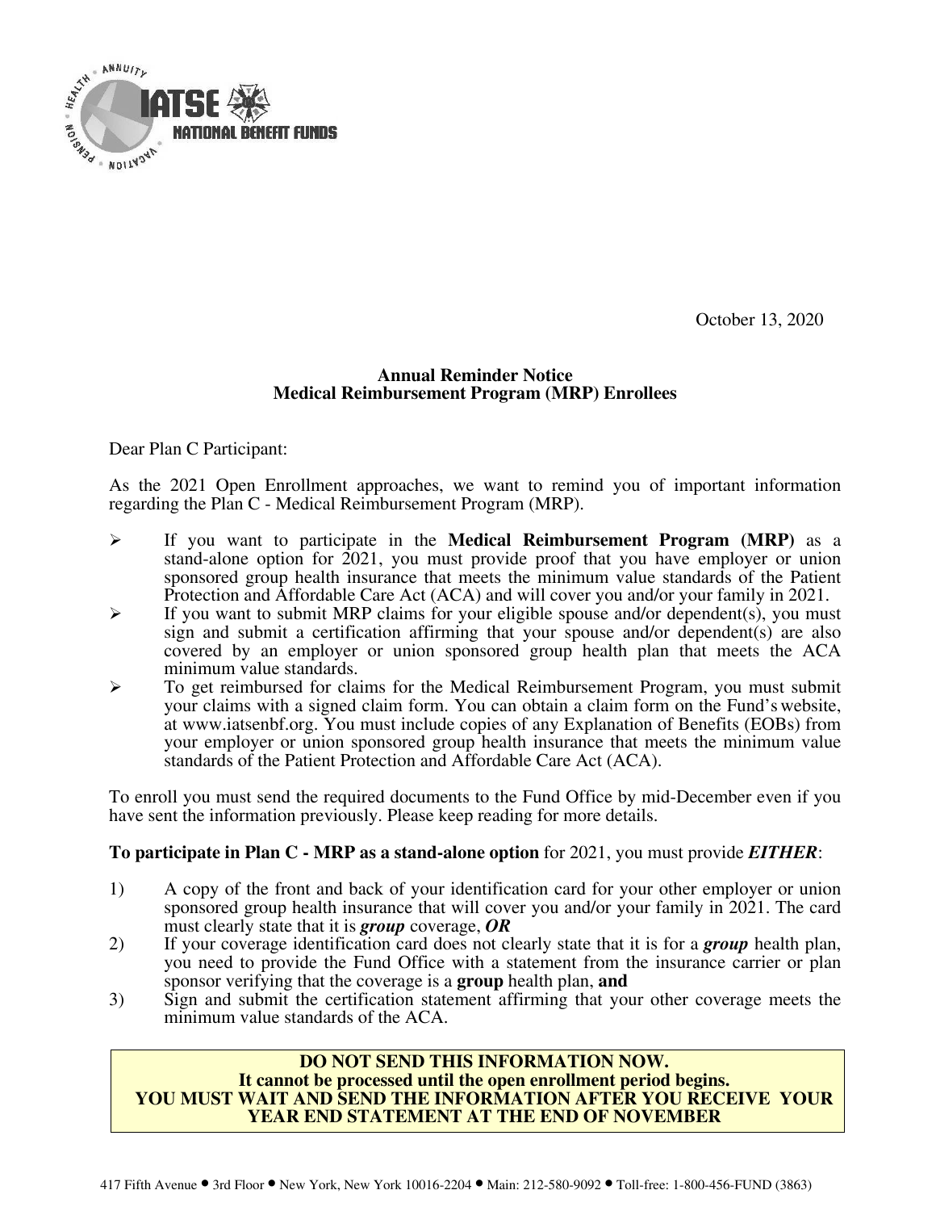IATSE NATIONAL BENEFIT FUNDS

October 13, 2020

**Annual Reminder Notice**
**Medical Reimbursement Program (MRP) Enrollees**

Dear Plan C Participant:

As the 2021 Open Enrollment approaches, we want to remind you of important information regarding the Plan C - Medical Reimbursement Program (MRP).

- If you want to participate in the **Medical Reimbursement Program (MRP)** as a stand-alone option for 2021, you must provide proof that you have employer or union sponsored group health insurance that meets the minimum value standards of the Patient Protection and Affordable Care Act (ACA) and will cover you and/or your family in 2021.
- If you want to submit MRP claims for your eligible spouse and/or dependent(s), you must sign and submit a certification affirming that your spouse and/or dependent(s) are also covered by an employer or union sponsored group health plan that meets the ACA minimum value standards.
- To get reimbursed for claims for the Medical Reimbursement Program, you must submit your claims with a signed claim form. You can obtain a claim form on the Fund's website, at www.iatsenbf.org. You must include copies of any Explanation of Benefits (EOBs) from your employer or union sponsored group health insurance that meets the minimum value standards of the Patient Protection and Affordable Care Act (ACA).

To enroll you must send the required documents to the Fund Office by mid-December even if you have sent the information previously. Please keep reading for more details.

**To participate in Plan C - MRP as a stand-alone option** for 2021, you must provide ***EITHER***:

1) A copy of the front and back of your identification card for your other employer or union sponsored group health insurance that will cover you and/or your family in 2021. The card must clearly state that it is ***group*** coverage, ***OR***
2) If your coverage identification card does not clearly state that it is for a ***group*** health plan, you need to provide the Fund Office with a statement from the insurance carrier or plan sponsor verifying that the coverage is a **group** health plan, **and**
3) Sign and submit the certification statement affirming that your other coverage meets the minimum value standards of the ACA.

**DO NOT SEND THIS INFORMATION NOW.**
**It cannot be processed until the open enrollment period begins.**
**YOU MUST WAIT AND SEND THE INFORMATION AFTER YOU RECEIVE YOUR YEAR END STATEMENT AT THE END OF NOVEMBER**

417 Fifth Avenue • 3rd Floor • New York, New York 10016-2204 • Main: 212-580-9092 • Toll-free: 1-800-456-FUND (3863)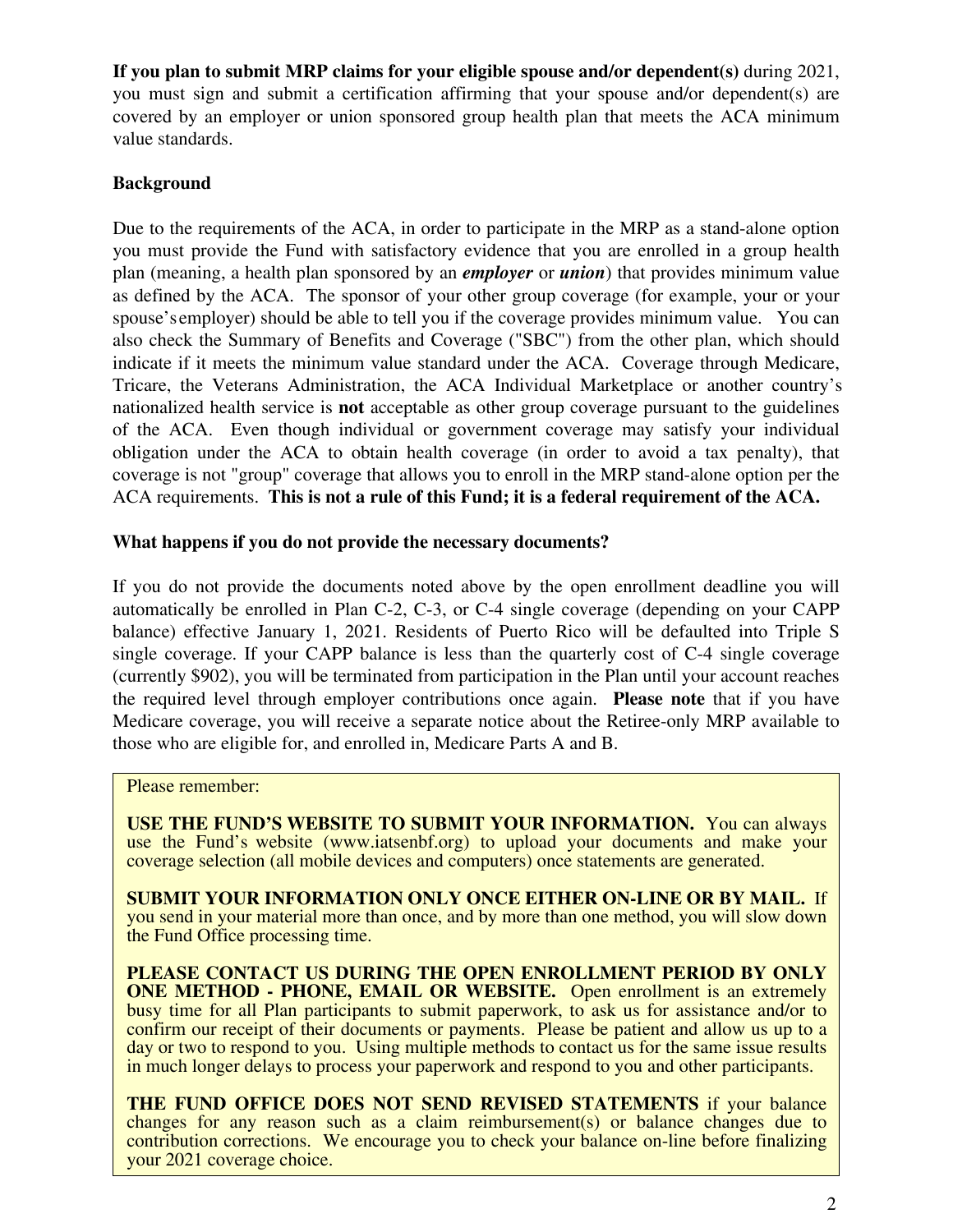**If you plan to submit MRP claims for your eligible spouse and/or dependent(s)** during 2021, you must sign and submit a certification affirming that your spouse and/or dependent(s) are covered by an employer or union sponsored group health plan that meets the ACA minimum value standards.

**Background**

Due to the requirements of the ACA, in order to participate in the MRP as a stand-alone option you must provide the Fund with satisfactory evidence that you are enrolled in a group health plan (meaning, a health plan sponsored by an ***employer*** or ***union***) that provides minimum value as defined by the ACA. The sponsor of your other group coverage (for example, your or your spouse's employer) should be able to tell you if the coverage provides minimum value. You can also check the Summary of Benefits and Coverage ("SBC") from the other plan, which should indicate if it meets the minimum value standard under the ACA. Coverage through Medicare, Tricare, the Veterans Administration, the ACA Individual Marketplace or another country's nationalized health service is **not** acceptable as other group coverage pursuant to the guidelines of the ACA. Even though individual or government coverage may satisfy your individual obligation under the ACA to obtain health coverage (in order to avoid a tax penalty), that coverage is not "group" coverage that allows you to enroll in the MRP stand-alone option per the ACA requirements. **This is not a rule of this Fund; it is a federal requirement of the ACA.**

**What happens if you do not provide the necessary documents?**

If you do not provide the documents noted above by the open enrollment deadline you will automatically be enrolled in Plan C-2, C-3, or C-4 single coverage (depending on your CAPP balance) effective January 1, 2021. Residents of Puerto Rico will be defaulted into Triple S single coverage. If your CAPP balance is less than the quarterly cost of C-4 single coverage (currently $902), you will be terminated from participation in the Plan until your account reaches the required level through employer contributions once again. **Please note** that if you have Medicare coverage, you will receive a separate notice about the Retiree-only MRP available to those who are eligible for, and enrolled in, Medicare Parts A and B.

Please remember:

**USE THE FUND'S WEBSITE TO SUBMIT YOUR INFORMATION.** You can always use the Fund's website (www.iatsenbf.org) to upload your documents and make your coverage selection (all mobile devices and computers) once statements are generated.

**SUBMIT YOUR INFORMATION ONLY ONCE EITHER ON-LINE OR BY MAIL.** If you send in your material more than once, and by more than one method, you will slow down the Fund Office processing time.

**PLEASE CONTACT US DURING THE OPEN ENROLLMENT PERIOD BY ONLY ONE METHOD - PHONE, EMAIL OR WEBSITE.** Open enrollment is an extremely busy time for all Plan participants to submit paperwork, to ask us for assistance and/or to confirm our receipt of their documents or payments. Please be patient and allow us up to a day or two to respond to you. Using multiple methods to contact us for the same issue results in much longer delays to process your paperwork and respond to you and other participants.

**THE FUND OFFICE DOES NOT SEND REVISED STATEMENTS** if your balance changes for any reason such as a claim reimbursement(s) or balance changes due to contribution corrections. We encourage you to check your balance on-line before finalizing your 2021 coverage choice.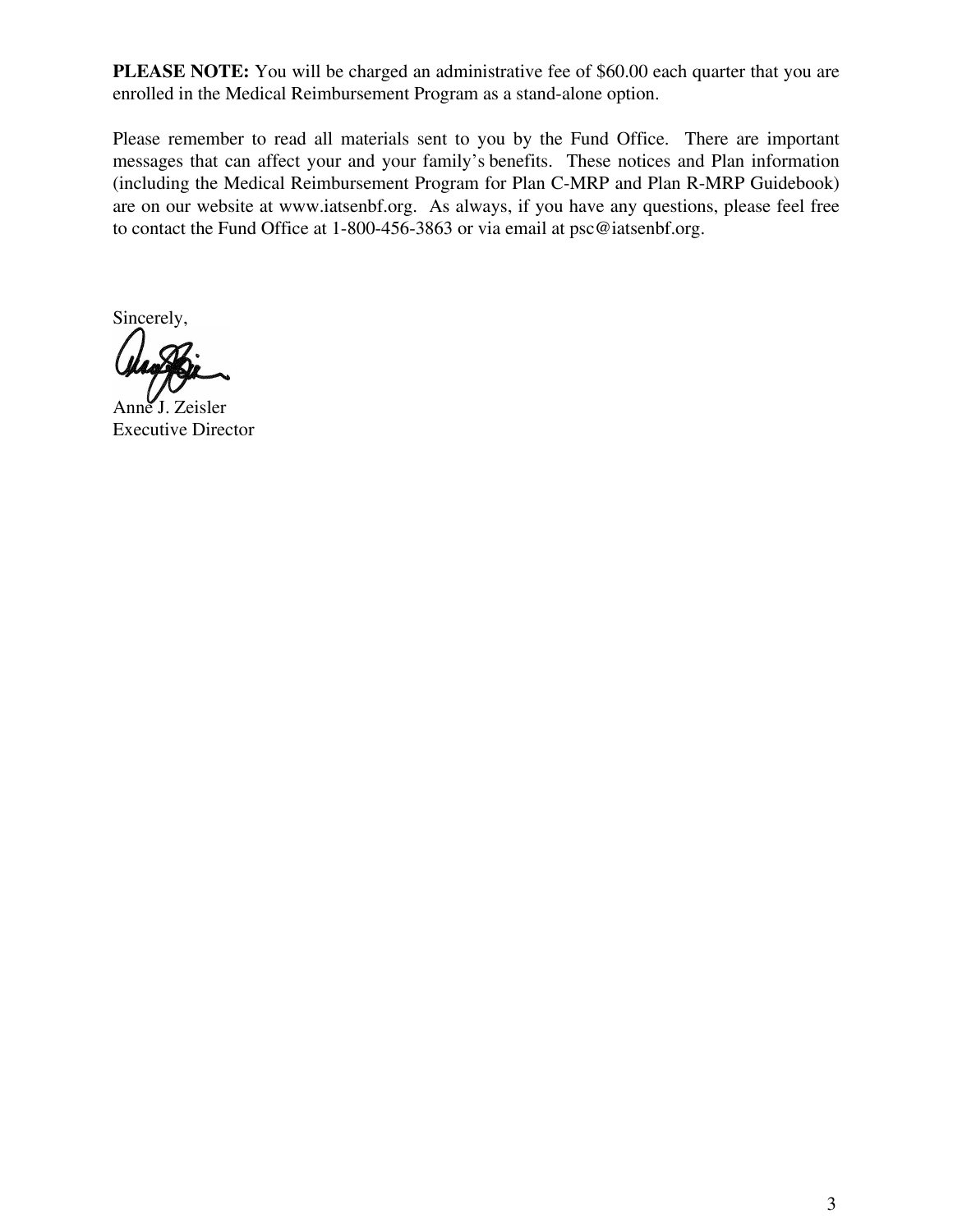**PLEASE NOTE:** You will be charged an administrative fee of $60.00 each quarter that you are enrolled in the Medical Reimbursement Program as a stand-alone option.

Please remember to read all materials sent to you by the Fund Office. There are important messages that can affect your and your family's benefits. These notices and Plan information (including the Medical Reimbursement Program for Plan C-MRP and Plan R-MRP Guidebook) are on our website at www.iatsenbf.org. As always, if you have any questions, please feel free to contact the Fund Office at 1-800-456-3863 or via email at psc@iatsenbf.org.

Sincerely,

Anne J. Zeisler
Executive Director